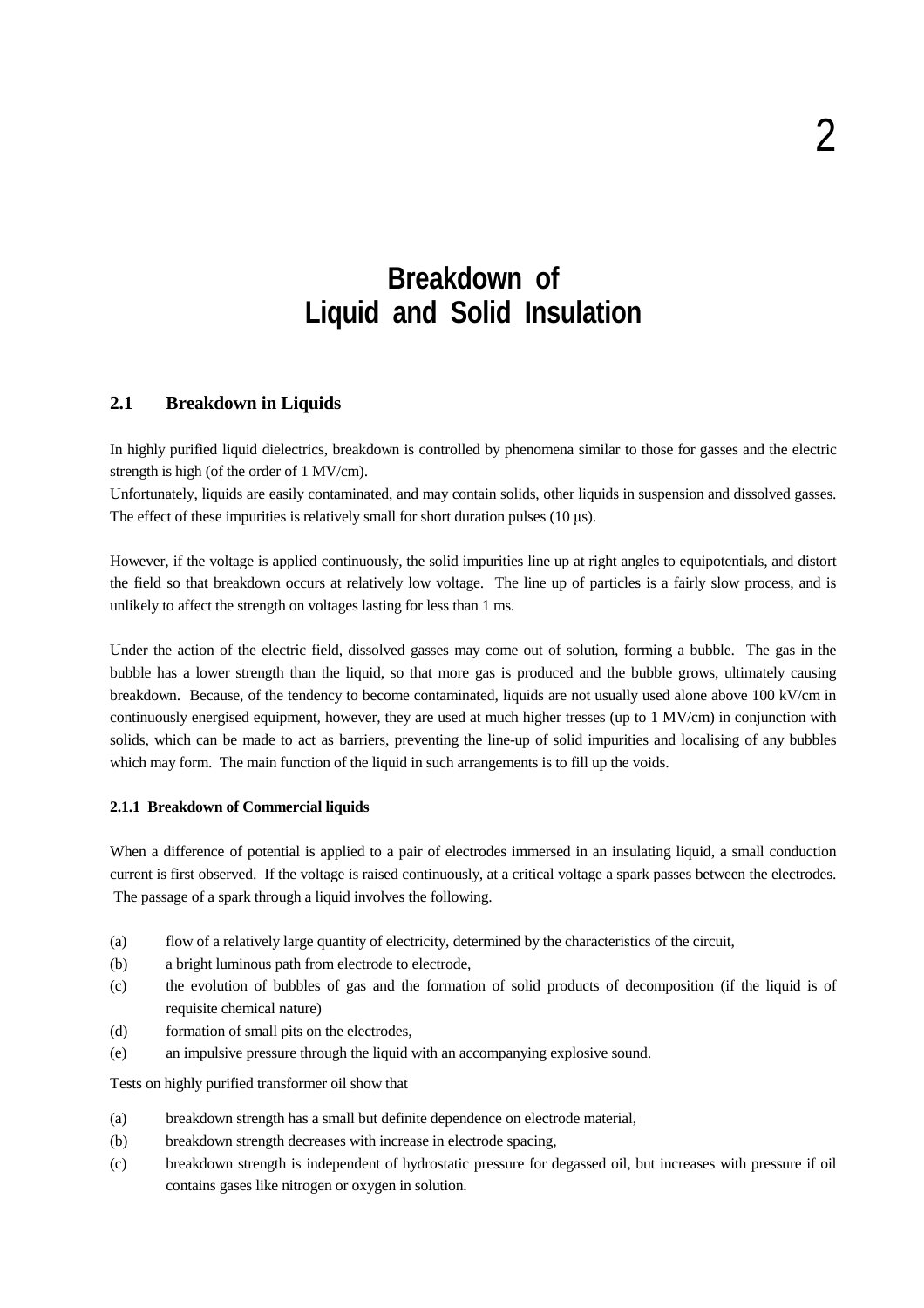# 2

# Breakdown of Liquid and Solid Insulation

## 2.1 Breakdown in Liquids

In highly purified liquid dielectrics, breakdown is controlled by phenomena similar to those for gasses and the electric strength is high (of the order of 1 MV/cm).

Unfortunately, liquids are easily contaminated, and may contain solids, other liquids in suspension and dissolved gasses. The effect of these impurities is relatively small for short duration pulses (10 μs).

However, if the voltage is applied continuously, the solid impurities line up at right angles to equipotentials, and distort the field so that breakdown occurs at relatively low voltage. The line up of particles is a fairly slow process, and is unlikely to affect the strength on voltages lasting for less than 1 ms.

Under the action of the electric field, dissolved gasses may come out of solution, forming a bubble. The gas in the bubble has a lower strength than the liquid, so that more gas is produced and the bubble grows, ultimately causing breakdown. Because, of the tendency to become contaminated, liquids are not usually used alone above 100 kV/cm in continuously energised equipment, however, they are used at much higher tresses (up to 1 MV/cm) in conjunction with solids, which can be made to act as barriers, preventing the line-up of solid impurities and localising of any bubbles which may form. The main function of the liquid in such arrangements is to fill up the voids.

### 2.1.1 Breakdown of Commercial liquids

When a difference of potential is applied to a pair of electrodes immersed in an insulating liquid, a small conduction current is first observed. If the voltage is raised continuously, at a critical voltage a spark passes between the electrodes. The passage of a spark through a liquid involves the following.

(a) flow of a relatively large quantity of electricity, determined by the characteristics of the circuit,

(b) a bright luminous path from electrode to electrode,

(c) the evolution of bubbles of gas and the formation of solid products of decomposition (if the liquid is of requisite chemical nature)

(d) formation of small pits on the electrodes,

(e) an impulsive pressure through the liquid with an accompanying explosive sound.

Tests on highly purified transformer oil show that

(a) breakdown strength has a small but definite dependence on electrode material,

(b) breakdown strength decreases with increase in electrode spacing,

(c) breakdown strength is independent of hydrostatic pressure for degassed oil, but increases with pressure if oil contains gases like nitrogen or oxygen in solution.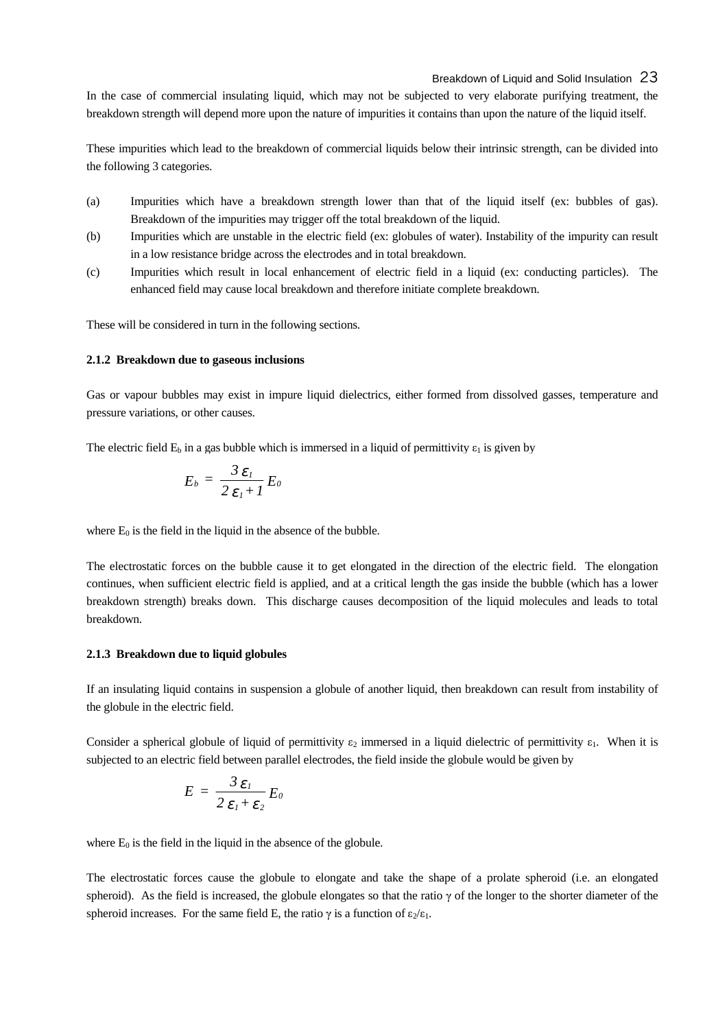In the case of commercial insulating liquid, which may not be subjected to very elaborate purifying treatment, the breakdown strength will depend more upon the nature of impurities it contains than upon the nature of the liquid itself.

These impurities which lead to the breakdown of commercial liquids below their intrinsic strength, can be divided into the following 3 categories.

(a) Impurities which have a breakdown strength lower than that of the liquid itself (ex: bubbles of gas). Breakdown of the impurities may trigger off the total breakdown of the liquid.

(b) Impurities which are unstable in the electric field (ex: globules of water). Instability of the impurity can result in a low resistance bridge across the electrodes and in total breakdown.

(c) Impurities which result in local enhancement of electric field in a liquid (ex: conducting particles). The enhanced field may cause local breakdown and therefore initiate complete breakdown.

These will be considered in turn in the following sections.

### 2.1.2 Breakdown due to gaseous inclusions

Gas or vapour bubbles may exist in impure liquid dielectrics, either formed from dissolved gasses, temperature and pressure variations, or other causes.

The electric field $E_b$ in a gas bubble which is immersed in a liquid of permittivity $\varepsilon_1$ is given by

$$E_b = \frac{3\,\varepsilon_1}{2\,\varepsilon_1 + 1} E_0$$

where $E_0$ is the field in the liquid in the absence of the bubble.

The electrostatic forces on the bubble cause it to get elongated in the direction of the electric field. The elongation continues, when sufficient electric field is applied, and at a critical length the gas inside the bubble (which has a lower breakdown strength) breaks down. This discharge causes decomposition of the liquid molecules and leads to total breakdown.

### 2.1.3 Breakdown due to liquid globules

If an insulating liquid contains in suspension a globule of another liquid, then breakdown can result from instability of the globule in the electric field.

Consider a spherical globule of liquid of permittivity $\varepsilon_2$ immersed in a liquid dielectric of permittivity $\varepsilon_1$. When it is subjected to an electric field between parallel electrodes, the field inside the globule would be given by

$$E = \frac{3\,\varepsilon_1}{2\,\varepsilon_1 + \varepsilon_2} E_0$$

where $E_0$ is the field in the liquid in the absence of the globule.

The electrostatic forces cause the globule to elongate and take the shape of a prolate spheroid (i.e. an elongated spheroid). As the field is increased, the globule elongates so that the ratio $\gamma$ of the longer to the shorter diameter of the spheroid increases. For the same field E, the ratio $\gamma$ is a function of $\varepsilon_2/\varepsilon_1$.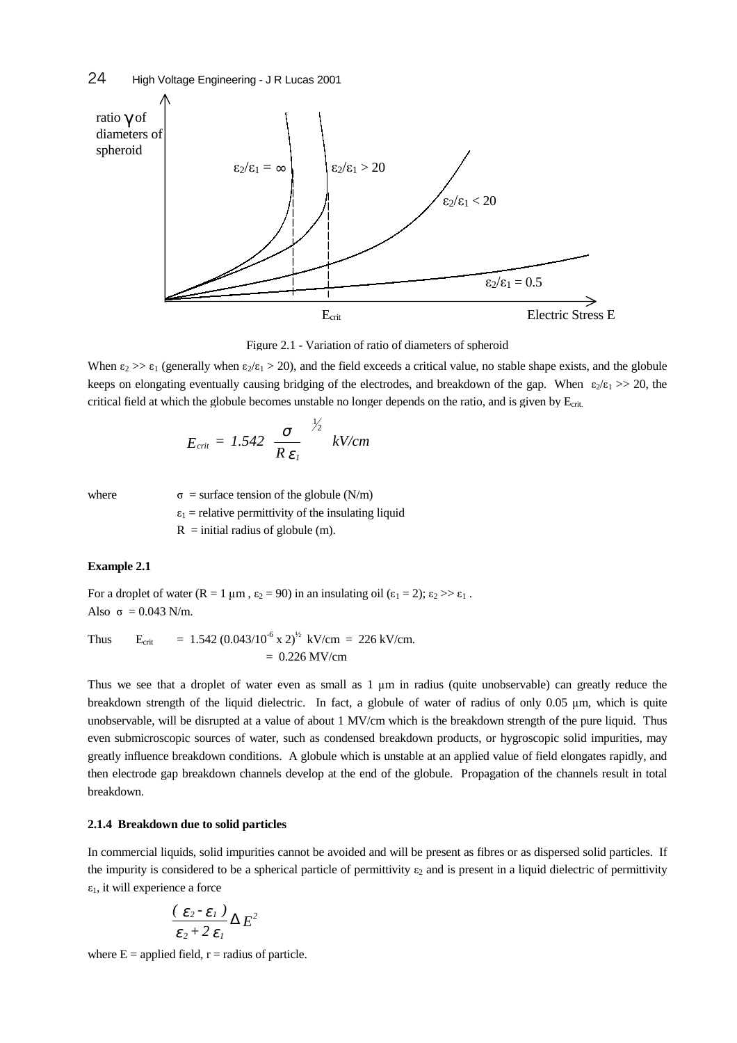Figure 2.1 - Variation of ratio of diameters of spheroid

When $\varepsilon_2 >> \varepsilon_1$ (generally when $\varepsilon_2/\varepsilon_1 > 20$), and the field exceeds a critical value, no stable shape exists, and the globule keeps on elongating eventually causing bridging of the electrodes, and breakdown of the gap. When $\varepsilon_2/\varepsilon_1 >> 20$, the critical field at which the globule becomes unstable no longer depends on the ratio, and is given by $E_{crit.}$

$$E_{crit} = 1.542 \left( \frac{\sigma}{R\,\varepsilon_1} \right)^{\frac{1}{2}} \quad kV/cm$$

where $\sigma$ = surface tension of the globule (N/m)
$\varepsilon_1$ = relative permittivity of the insulating liquid
$R$ = initial radius of globule (m).

**Example 2.1**

For a droplet of water ($R = 1\ \mu$m , $\varepsilon_2 = 90$) in an insulating oil ($\varepsilon_1 = 2$); $\varepsilon_2 >> \varepsilon_1$ .
Also $\sigma = 0.043$ N/m.

Thus $E_{crit} = 1.542\ (0.043/10^{-6} \times 2)^{1/2}$ kV/cm = 226 kV/cm.
$= 0.226$ MV/cm

Thus we see that a droplet of water even as small as 1 μm in radius (quite unobservable) can greatly reduce the breakdown strength of the liquid dielectric. In fact, a globule of water of radius of only 0.05 μm, which is quite unobservable, will be disrupted at a value of about 1 MV/cm which is the breakdown strength of the pure liquid. Thus even submicroscopic sources of water, such as condensed breakdown products, or hygroscopic solid impurities, may greatly influence breakdown conditions. A globule which is unstable at an applied value of field elongates rapidly, and then electrode gap breakdown channels develop at the end of the globule. Propagation of the channels result in total breakdown.

#### 2.1.4 Breakdown due to solid particles

In commercial liquids, solid impurities cannot be avoided and will be present as fibres or as dispersed solid particles. If the impurity is considered to be a spherical particle of permittivity $\varepsilon_2$ and is present in a liquid dielectric of permittivity $\varepsilon_1$, it will experience a force

$$\frac{(\varepsilon_2 - \varepsilon_1)}{\varepsilon_2 + 2\,\varepsilon_1} \Delta E^2$$

where E = applied field, r = radius of particle.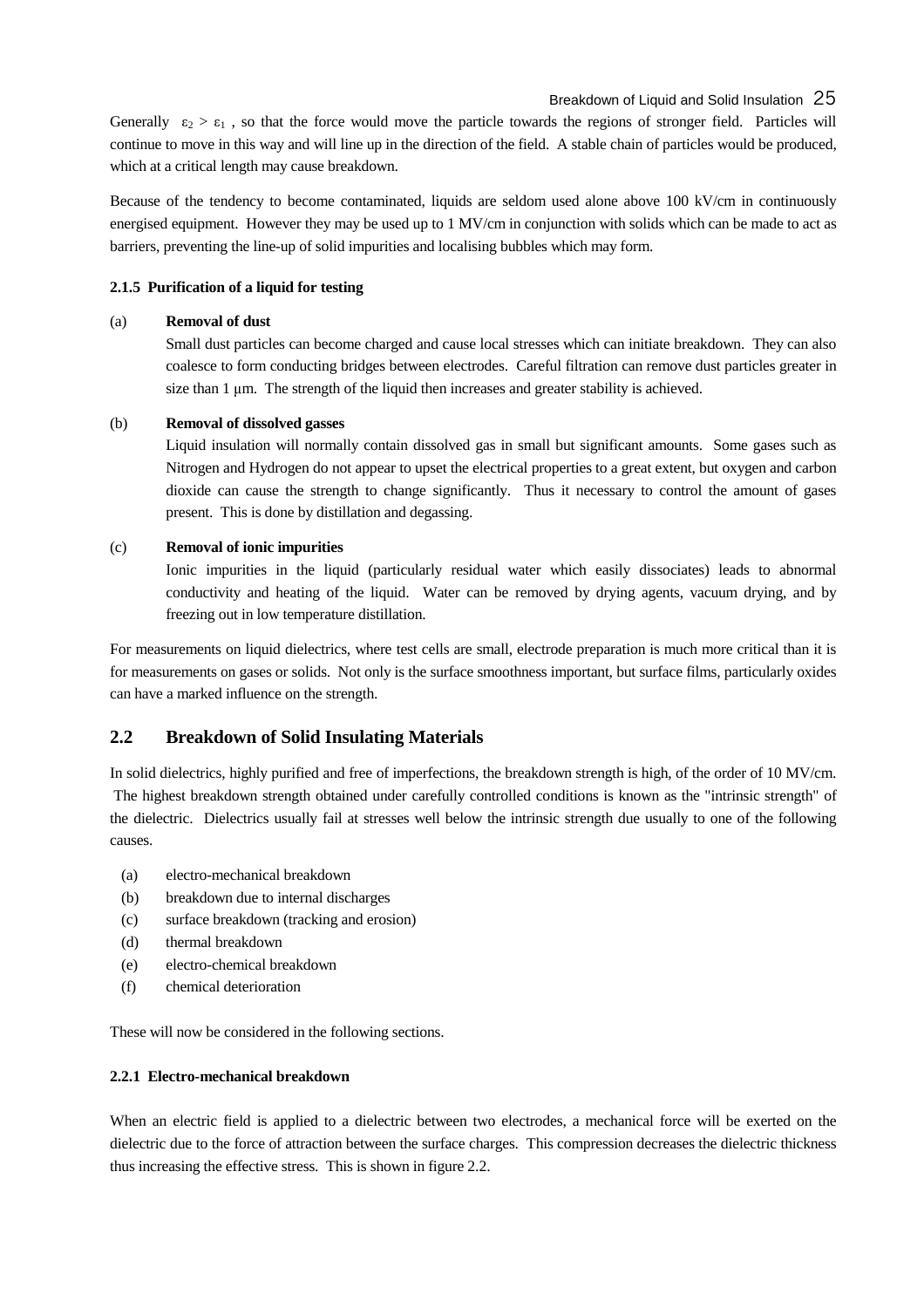Generally $\varepsilon_2 > \varepsilon_1$ , so that the force would move the particle towards the regions of stronger field. Particles will continue to move in this way and will line up in the direction of the field. A stable chain of particles would be produced, which at a critical length may cause breakdown.

Because of the tendency to become contaminated, liquids are seldom used alone above 100 kV/cm in continuously energised equipment. However they may be used up to 1 MV/cm in conjunction with solids which can be made to act as barriers, preventing the line-up of solid impurities and localising bubbles which may form.

#### 2.1.5 Purification of a liquid for testing

(a) **Removal of dust**

Small dust particles can become charged and cause local stresses which can initiate breakdown. They can also coalesce to form conducting bridges between electrodes. Careful filtration can remove dust particles greater in size than 1 μm. The strength of the liquid then increases and greater stability is achieved.

(b) **Removal of dissolved gasses**

Liquid insulation will normally contain dissolved gas in small but significant amounts. Some gases such as Nitrogen and Hydrogen do not appear to upset the electrical properties to a great extent, but oxygen and carbon dioxide can cause the strength to change significantly. Thus it necessary to control the amount of gases present. This is done by distillation and degassing.

(c) **Removal of ionic impurities**

Ionic impurities in the liquid (particularly residual water which easily dissociates) leads to abnormal conductivity and heating of the liquid. Water can be removed by drying agents, vacuum drying, and by freezing out in low temperature distillation.

For measurements on liquid dielectrics, where test cells are small, electrode preparation is much more critical than it is for measurements on gases or solids. Not only is the surface smoothness important, but surface films, particularly oxides can have a marked influence on the strength.

## 2.2 Breakdown of Solid Insulating Materials

In solid dielectrics, highly purified and free of imperfections, the breakdown strength is high, of the order of 10 MV/cm. The highest breakdown strength obtained under carefully controlled conditions is known as the "intrinsic strength" of the dielectric. Dielectrics usually fail at stresses well below the intrinsic strength due usually to one of the following causes.

(a) electro-mechanical breakdown
(b) breakdown due to internal discharges
(c) surface breakdown (tracking and erosion)
(d) thermal breakdown
(e) electro-chemical breakdown
(f) chemical deterioration

These will now be considered in the following sections.

#### 2.2.1 Electro-mechanical breakdown

When an electric field is applied to a dielectric between two electrodes, a mechanical force will be exerted on the dielectric due to the force of attraction between the surface charges. This compression decreases the dielectric thickness thus increasing the effective stress. This is shown in figure 2.2.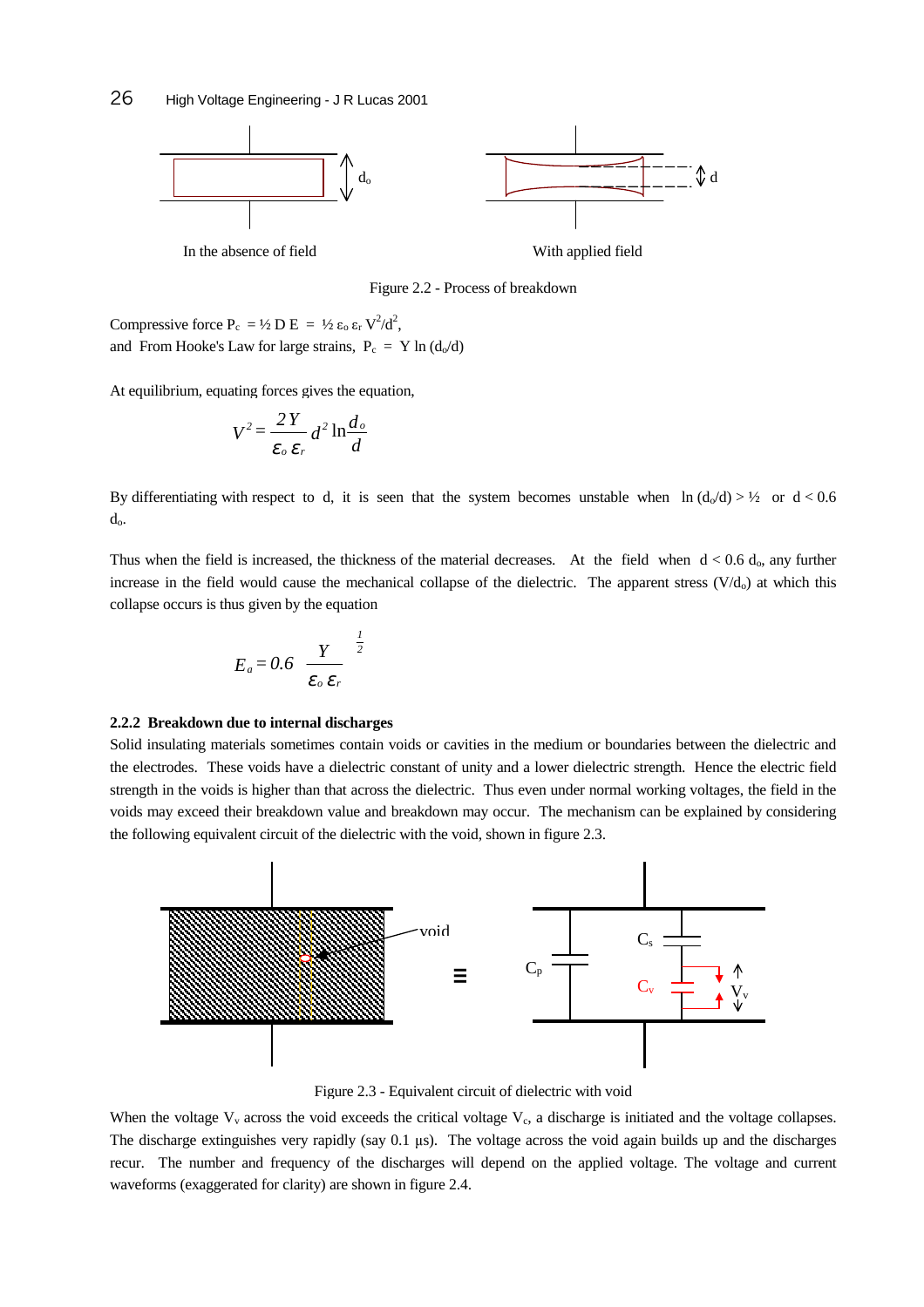Figure 2.2 - Process of breakdown

Compressive force $P_c = \frac{1}{2} D E = \frac{1}{2} \varepsilon_o \varepsilon_r V^2/d^2$,

and From Hooke's Law for large strains, $P_c = Y \ln (d_o/d)$

At equilibrium, equating forces gives the equation,

$$V^2 = \frac{2Y}{\varepsilon_o \varepsilon_r} d^2 \ln\frac{d_o}{d}$$

By differentiating with respect to d, it is seen that the system becomes unstable when $\ln (d_o/d) > \frac{1}{2}$ or $d < 0.6\ d_o$.

Thus when the field is increased, the thickness of the material decreases. At the field when $d < 0.6\ d_o$, any further increase in the field would cause the mechanical collapse of the dielectric. The apparent stress ($V/d_o$) at which this collapse occurs is thus given by the equation

$$E_a = 0.6 \left(\frac{Y}{\varepsilon_o \varepsilon_r}\right)^{\frac{1}{2}}$$

### 2.2.2 Breakdown due to internal discharges

Solid insulating materials sometimes contain voids or cavities in the medium or boundaries between the dielectric and the electrodes. These voids have a dielectric constant of unity and a lower dielectric strength. Hence the electric field strength in the voids is higher than that across the dielectric. Thus even under normal working voltages, the field in the voids may exceed their breakdown value and breakdown may occur. The mechanism can be explained by considering the following equivalent circuit of the dielectric with the void, shown in figure 2.3.

Figure 2.3 - Equivalent circuit of dielectric with void

When the voltage $V_v$ across the void exceeds the critical voltage $V_c$, a discharge is initiated and the voltage collapses. The discharge extinguishes very rapidly (say 0.1 μs). The voltage across the void again builds up and the discharges recur. The number and frequency of the discharges will depend on the applied voltage. The voltage and current waveforms (exaggerated for clarity) are shown in figure 2.4.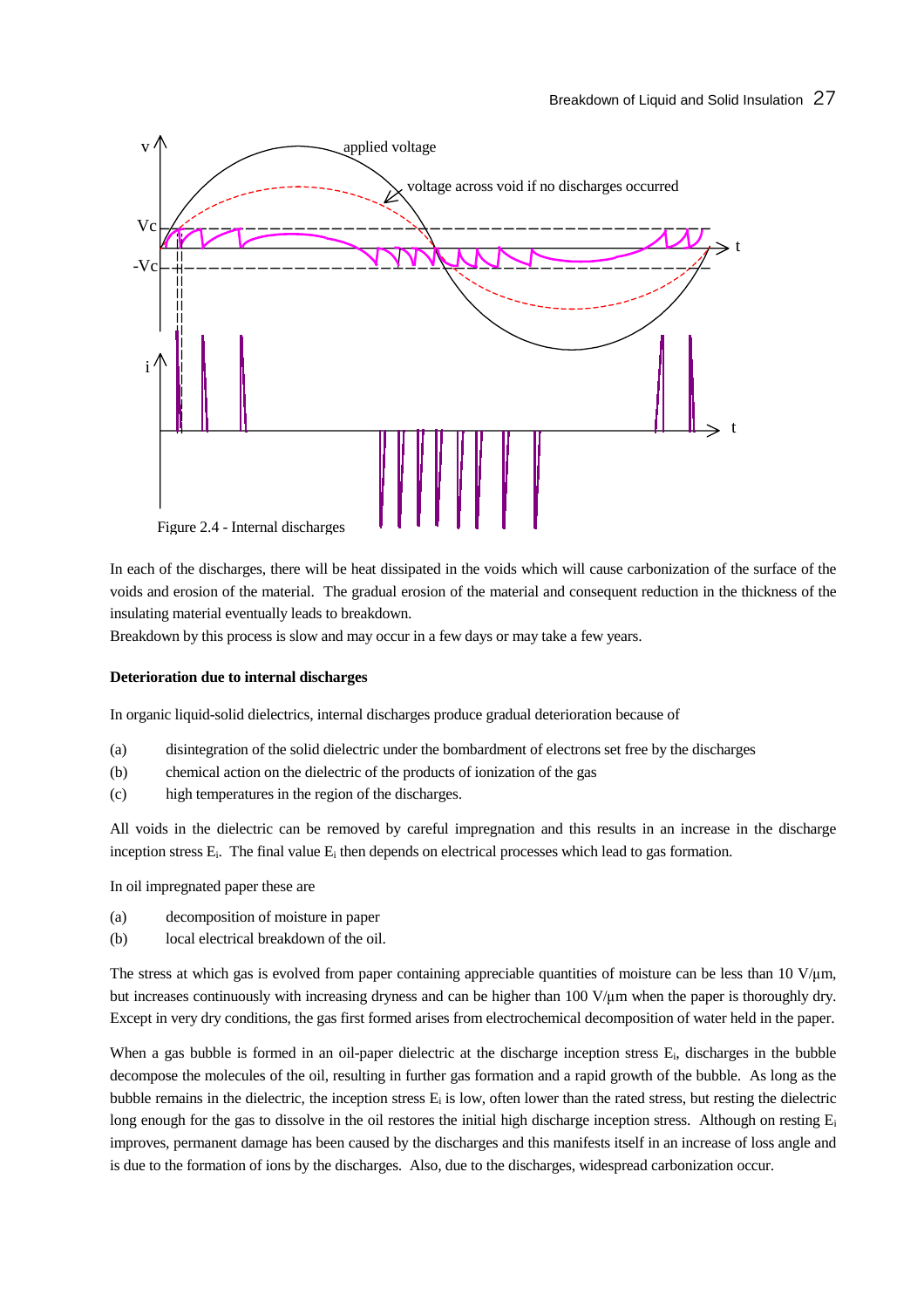Figure 2.4 - Internal discharges

In each of the discharges, there will be heat dissipated in the voids which will cause carbonization of the surface of the voids and erosion of the material. The gradual erosion of the material and consequent reduction in the thickness of the insulating material eventually leads to breakdown.
Breakdown by this process is slow and may occur in a few days or may take a few years.

**Deterioration due to internal discharges**

In organic liquid-solid dielectrics, internal discharges produce gradual deterioration because of

(a) disintegration of the solid dielectric under the bombardment of electrons set free by the discharges
(b) chemical action on the dielectric of the products of ionization of the gas
(c) high temperatures in the region of the discharges.

All voids in the dielectric can be removed by careful impregnation and this results in an increase in the discharge inception stress $E_i$. The final value $E_i$ then depends on electrical processes which lead to gas formation.

In oil impregnated paper these are

(a) decomposition of moisture in paper
(b) local electrical breakdown of the oil.

The stress at which gas is evolved from paper containing appreciable quantities of moisture can be less than 10 V/μm, but increases continuously with increasing dryness and can be higher than 100 V/μm when the paper is thoroughly dry. Except in very dry conditions, the gas first formed arises from electrochemical decomposition of water held in the paper.

When a gas bubble is formed in an oil-paper dielectric at the discharge inception stress $E_i$, discharges in the bubble decompose the molecules of the oil, resulting in further gas formation and a rapid growth of the bubble. As long as the bubble remains in the dielectric, the inception stress $E_i$ is low, often lower than the rated stress, but resting the dielectric long enough for the gas to dissolve in the oil restores the initial high discharge inception stress. Although on resting $E_i$ improves, permanent damage has been caused by the discharges and this manifests itself in an increase of loss angle and is due to the formation of ions by the discharges. Also, due to the discharges, widespread carbonization occur.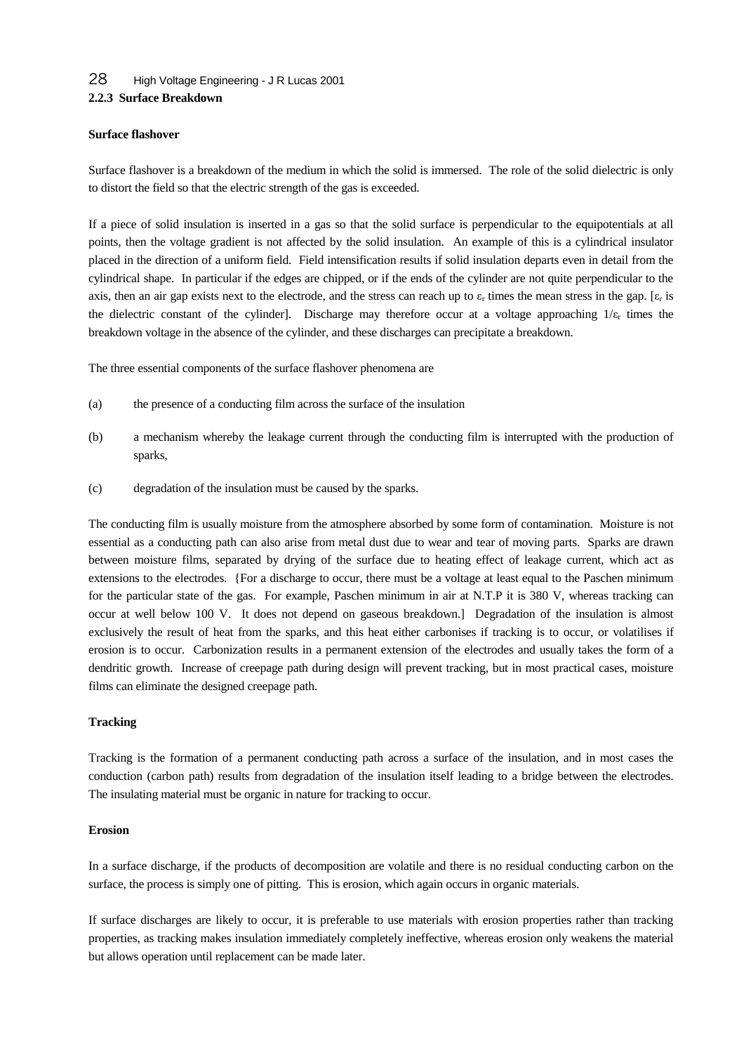### 2.2.3 Surface Breakdown

**Surface flashover**

Surface flashover is a breakdown of the medium in which the solid is immersed. The role of the solid dielectric is only to distort the field so that the electric strength of the gas is exceeded.

If a piece of solid insulation is inserted in a gas so that the solid surface is perpendicular to the equipotentials at all points, then the voltage gradient is not affected by the solid insulation. An example of this is a cylindrical insulator placed in the direction of a uniform field. Field intensification results if solid insulation departs even in detail from the cylindrical shape. In particular if the edges are chipped, or if the ends of the cylinder are not quite perpendicular to the axis, then an air gap exists next to the electrode, and the stress can reach up to $\varepsilon_r$ times the mean stress in the gap. [$\varepsilon_r$ is the dielectric constant of the cylinder]. Discharge may therefore occur at a voltage approaching $1/\varepsilon_r$ times the breakdown voltage in the absence of the cylinder, and these discharges can precipitate a breakdown.

The three essential components of the surface flashover phenomena are

(a) the presence of a conducting film across the surface of the insulation

(b) a mechanism whereby the leakage current through the conducting film is interrupted with the production of sparks,

(c) degradation of the insulation must be caused by the sparks.

The conducting film is usually moisture from the atmosphere absorbed by some form of contamination. Moisture is not essential as a conducting path can also arise from metal dust due to wear and tear of moving parts. Sparks are drawn between moisture films, separated by drying of the surface due to heating effect of leakage current, which act as extensions to the electrodes. {For a discharge to occur, there must be a voltage at least equal to the Paschen minimum for the particular state of the gas. For example, Paschen minimum in air at N.T.P it is 380 V, whereas tracking can occur at well below 100 V. It does not depend on gaseous breakdown.] Degradation of the insulation is almost exclusively the result of heat from the sparks, and this heat either carbonises if tracking is to occur, or volatilises if erosion is to occur. Carbonization results in a permanent extension of the electrodes and usually takes the form of a dendritic growth. Increase of creepage path during design will prevent tracking, but in most practical cases, moisture films can eliminate the designed creepage path.

**Tracking**

Tracking is the formation of a permanent conducting path across a surface of the insulation, and in most cases the conduction (carbon path) results from degradation of the insulation itself leading to a bridge between the electrodes. The insulating material must be organic in nature for tracking to occur.

**Erosion**

In a surface discharge, if the products of decomposition are volatile and there is no residual conducting carbon on the surface, the process is simply one of pitting. This is erosion, which again occurs in organic materials.

If surface discharges are likely to occur, it is preferable to use materials with erosion properties rather than tracking properties, as tracking makes insulation immediately completely ineffective, whereas erosion only weakens the material but allows operation until replacement can be made later.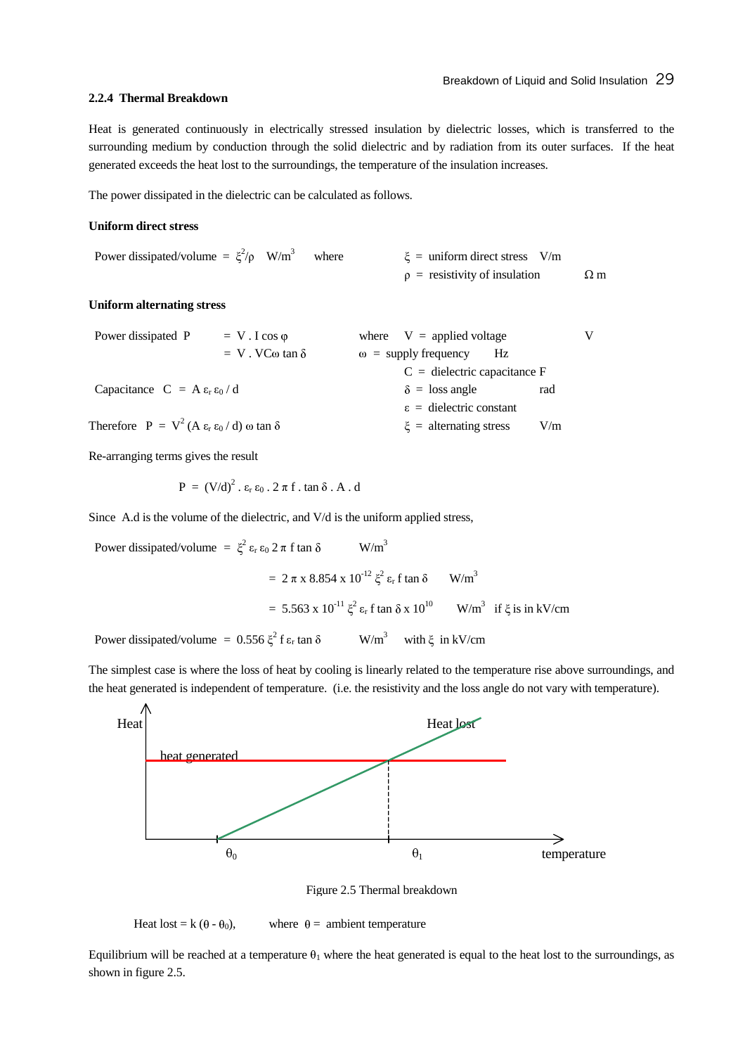### 2.2.4 Thermal Breakdown

Heat is generated continuously in electrically stressed insulation by dielectric losses, which is transferred to the surrounding medium by conduction through the solid dielectric and by radiation from its outer surfaces. If the heat generated exceeds the heat lost to the surroundings, the temperature of the insulation increases.

The power dissipated in the dielectric can be calculated as follows.

**Uniform direct stress**

Power dissipated/volume $= \xi^2/\rho$ $W/m^3$ where $\xi$ = uniform direct stress V/m
$\rho$ = resistivity of insulation $\Omega$ m

**Uniform alternating stress**

Power dissipated $P = V \cdot I \cos\varphi$
$= V \cdot VC\omega \tan\delta$

Capacitance $C = A\,\varepsilon_r\,\varepsilon_0 / d$

Therefore $P = V^2 (A\,\varepsilon_r\,\varepsilon_0 / d)\,\omega \tan\delta$

where $V$ = applied voltage V
$\omega$ = supply frequency Hz
$C$ = dielectric capacitance F
$\delta$ = loss angle rad
$\varepsilon$ = dielectric constant
$\xi$ = alternating stress V/m

Re-arranging terms gives the result

$$P = (V/d)^2 \cdot \varepsilon_r\,\varepsilon_0 \cdot 2\pi f \cdot \tan\delta \cdot A \cdot d$$

Since A.d is the volume of the dielectric, and V/d is the uniform applied stress,

$$\text{Power dissipated/volume} = \xi^2\,\varepsilon_r\,\varepsilon_0\, 2\pi f \tan\delta \quad W/m^3$$

$$= 2\pi \times 8.854 \times 10^{-12}\,\xi^2\,\varepsilon_r\, f \tan\delta \quad W/m^3$$

$$= 5.563 \times 10^{-11}\,\xi^2\,\varepsilon_r\, f \tan\delta \times 10^{10} \quad W/m^3 \text{ if } \xi \text{ is in kV/cm}$$

$$\text{Power dissipated/volume} = 0.556\,\xi^2 f\,\varepsilon_r \tan\delta \quad W/m^3 \text{ with } \xi \text{ in kV/cm}$$

The simplest case is where the loss of heat by cooling is linearly related to the temperature rise above surroundings, and the heat generated is independent of temperature. (i.e. the resistivity and the loss angle do not vary with temperature).

Figure 2.5 Thermal breakdown

Heat lost $= k\,(\theta - \theta_0)$, where $\theta$ = ambient temperature

Equilibrium will be reached at a temperature $\theta_1$ where the heat generated is equal to the heat lost to the surroundings, as shown in figure 2.5.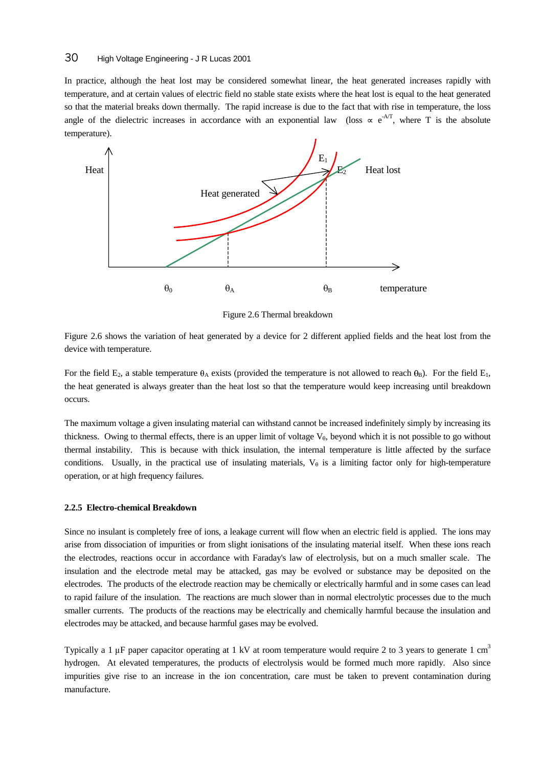In practice, although the heat lost may be considered somewhat linear, the heat generated increases rapidly with temperature, and at certain values of electric field no stable state exists where the heat lost is equal to the heat generated so that the material breaks down thermally. The rapid increase is due to the fact that with rise in temperature, the loss angle of the dielectric increases in accordance with an exponential law (loss $\propto e^{-A/T}$, where T is the absolute temperature).

Figure 2.6 Thermal breakdown

Figure 2.6 shows the variation of heat generated by a device for 2 different applied fields and the heat lost from the device with temperature.

For the field $E_2$, a stable temperature $\theta_A$ exists (provided the temperature is not allowed to reach $\theta_B$). For the field $E_1$, the heat generated is always greater than the heat lost so that the temperature would keep increasing until breakdown occurs.

The maximum voltage a given insulating material can withstand cannot be increased indefinitely simply by increasing its thickness. Owing to thermal effects, there is an upper limit of voltage $V_\theta$, beyond which it is not possible to go without thermal instability. This is because with thick insulation, the internal temperature is little affected by the surface conditions. Usually, in the practical use of insulating materials, $V_\theta$ is a limiting factor only for high-temperature operation, or at high frequency failures.

### 2.2.5 Electro-chemical Breakdown

Since no insulant is completely free of ions, a leakage current will flow when an electric field is applied. The ions may arise from dissociation of impurities or from slight ionisations of the insulating material itself. When these ions reach the electrodes, reactions occur in accordance with Faraday's law of electrolysis, but on a much smaller scale. The insulation and the electrode metal may be attacked, gas may be evolved or substance may be deposited on the electrodes. The products of the electrode reaction may be chemically or electrically harmful and in some cases can lead to rapid failure of the insulation. The reactions are much slower than in normal electrolytic processes due to the much smaller currents. The products of the reactions may be electrically and chemically harmful because the insulation and electrodes may be attacked, and because harmful gases may be evolved.

Typically a 1 μF paper capacitor operating at 1 kV at room temperature would require 2 to 3 years to generate 1 $cm^3$ hydrogen. At elevated temperatures, the products of electrolysis would be formed much more rapidly. Also since impurities give rise to an increase in the ion concentration, care must be taken to prevent contamination during manufacture.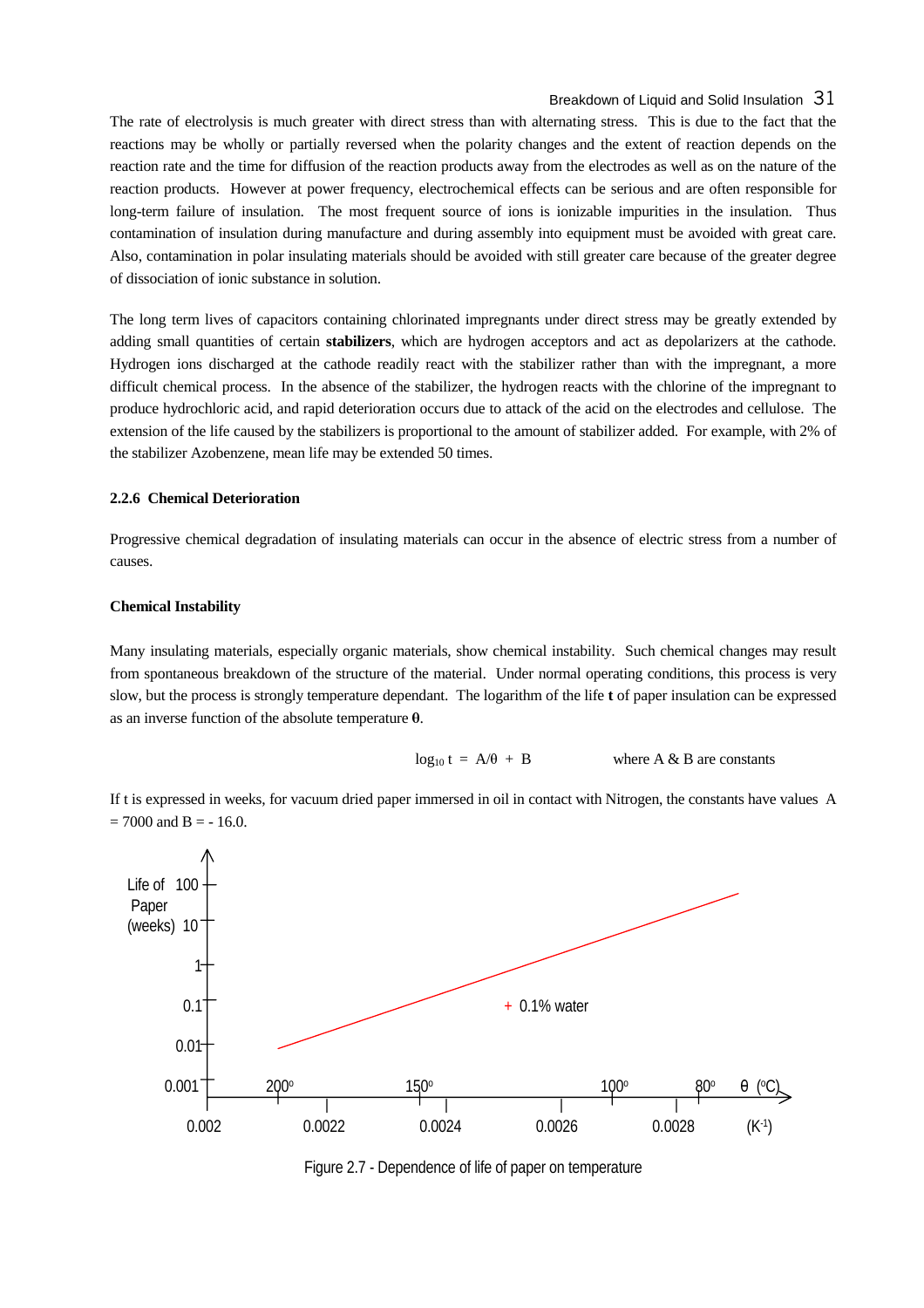The rate of electrolysis is much greater with direct stress than with alternating stress. This is due to the fact that the reactions may be wholly or partially reversed when the polarity changes and the extent of reaction depends on the reaction rate and the time for diffusion of the reaction products away from the electrodes as well as on the nature of the reaction products. However at power frequency, electrochemical effects can be serious and are often responsible for long-term failure of insulation. The most frequent source of ions is ionizable impurities in the insulation. Thus contamination of insulation during manufacture and during assembly into equipment must be avoided with great care. Also, contamination in polar insulating materials should be avoided with still greater care because of the greater degree of dissociation of ionic substance in solution.

The long term lives of capacitors containing chlorinated impregnants under direct stress may be greatly extended by adding small quantities of certain **stabilizers**, which are hydrogen acceptors and act as depolarizers at the cathode. Hydrogen ions discharged at the cathode readily react with the stabilizer rather than with the impregnant, a more difficult chemical process. In the absence of the stabilizer, the hydrogen reacts with the chlorine of the impregnant to produce hydrochloric acid, and rapid deterioration occurs due to attack of the acid on the electrodes and cellulose. The extension of the life caused by the stabilizers is proportional to the amount of stabilizer added. For example, with 2% of the stabilizer Azobenzene, mean life may be extended 50 times.

### 2.2.6 Chemical Deterioration

Progressive chemical degradation of insulating materials can occur in the absence of electric stress from a number of causes.

#### Chemical Instability

Many insulating materials, especially organic materials, show chemical instability. Such changes may result from spontaneous breakdown of the structure of the material. Under normal operating conditions, this process is very slow, but the process is strongly temperature dependant. The logarithm of the life **t** of paper insulation can be expressed as an inverse function of the absolute temperature **θ**.

$$\log_{10} t = A/\theta + B \qquad \text{where A \& B are constants}$$

If t is expressed in weeks, for vacuum dried paper immersed in oil in contact with Nitrogen, the constants have values A = 7000 and B = - 16.0.

Figure 2.7 - Dependence of life of paper on temperature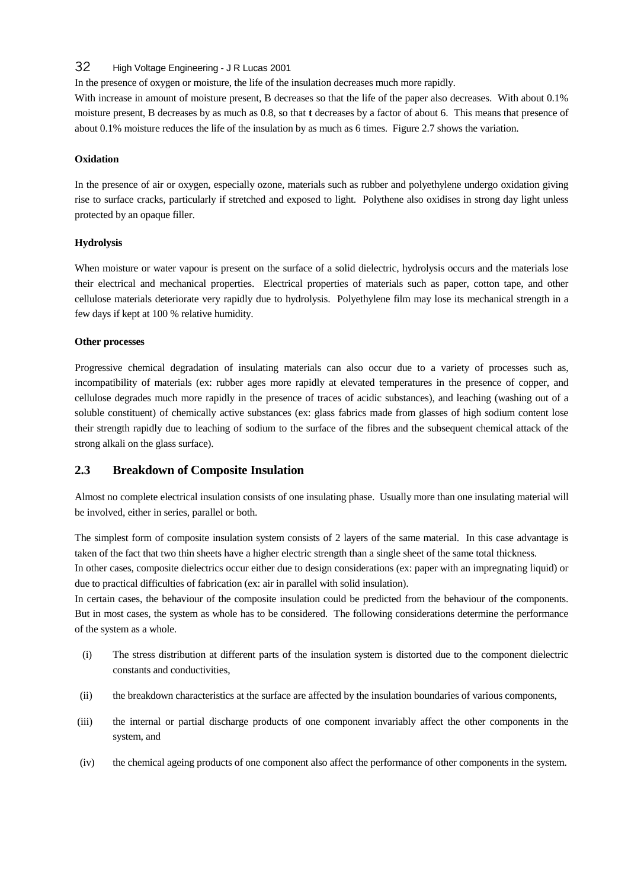In the presence of oxygen or moisture, the life of the insulation decreases much more rapidly.

With increase in amount of moisture present, B decreases so that the life of the paper also decreases. With about 0.1% moisture present, B decreases by as much as 0.8, so that **t** decreases by a factor of about 6. This means that presence of about 0.1% moisture reduces the life of the insulation by as much as 6 times. Figure 2.7 shows the variation.

**Oxidation**

In the presence of air or oxygen, especially ozone, materials such as rubber and polyethylene undergo oxidation giving rise to surface cracks, particularly if stretched and exposed to light. Polythene also oxidises in strong day light unless protected by an opaque filler.

**Hydrolysis**

When moisture or water vapour is present on the surface of a solid dielectric, hydrolysis occurs and the materials lose their electrical and mechanical properties. Electrical properties of materials such as paper, cotton tape, and other cellulose materials deteriorate very rapidly due to hydrolysis. Polyethylene film may lose its mechanical strength in a few days if kept at 100 % relative humidity.

**Other processes**

Progressive chemical degradation of insulating materials can also occur due to a variety of processes such as, incompatibility of materials (ex: rubber ages more rapidly at elevated temperatures in the presence of copper, and cellulose degrades much more rapidly in the presence of traces of acidic substances), and leaching (washing out of a soluble constituent) of chemically active substances (ex: glass fabrics made from glasses of high sodium content lose their strength rapidly due to leaching of sodium to the surface of the fibres and the subsequent chemical attack of the strong alkali on the glass surface).

## 2.3 Breakdown of Composite Insulation

Almost no complete electrical insulation consists of one insulating phase. Usually more than one insulating material will be involved, either in series, parallel or both.

The simplest form of composite insulation system consists of 2 layers of the same material. In this case advantage is taken of the fact that two thin sheets have a higher electric strength than a single sheet of the same total thickness.

In other cases, composite dielectrics occur either due to design considerations (ex: paper with an impregnating liquid) or due to practical difficulties of fabrication (ex: air in parallel with solid insulation).

In certain cases, the behaviour of the composite insulation could be predicted from the behaviour of the components. But in most cases, the system as whole has to be considered. The following considerations determine the performance of the system as a whole.

(i) The stress distribution at different parts of the insulation system is distorted due to the component dielectric constants and conductivities,

(ii) the breakdown characteristics at the surface are affected by the insulation boundaries of various components,

(iii) the internal or partial discharge products of one component invariably affect the other components in the system, and

(iv) the chemical ageing products of one component also affect the performance of other components in the system.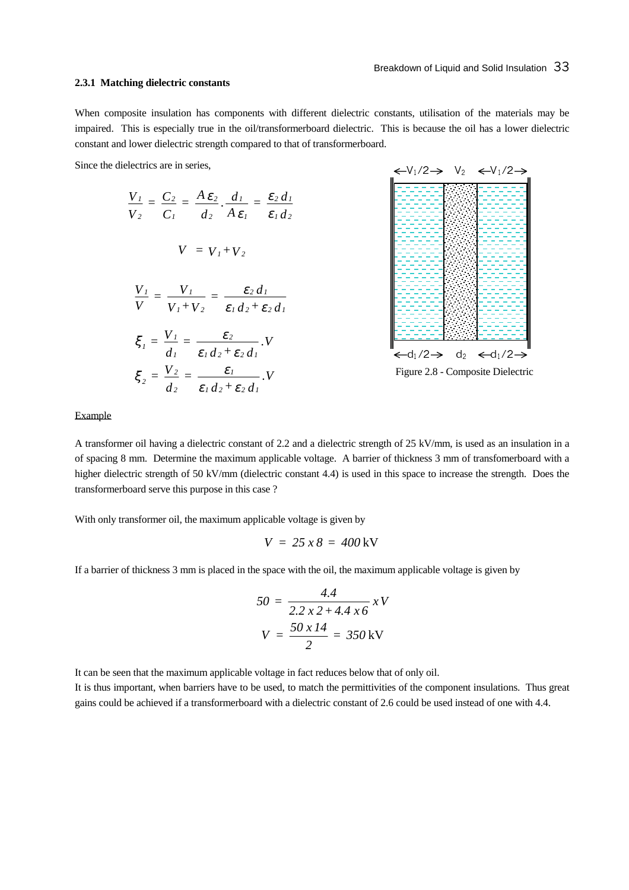### 2.3.1 Matching dielectric constants

When composite insulation has components with different dielectric constants, utilisation of the materials may be impaired. This is especially true in the oil/transformerboard dielectric. This is because the oil has a lower dielectric constant and lower dielectric strength compared to that of transformerboard.

Since the dielectrics are in series,

$$\frac{V_1}{V_2} = \frac{C_2}{C_1} = \frac{A\varepsilon_2}{d_2}\cdot\frac{d_1}{A\varepsilon_1} = \frac{\varepsilon_2 d_1}{\varepsilon_1 d_2}$$

$$V = V_1 + V_2$$

$$\frac{V_1}{V} = \frac{V_1}{V_1 + V_2} = \frac{\varepsilon_2 d_1}{\varepsilon_1 d_2 + \varepsilon_2 d_1}$$

$$\xi_1 = \frac{V_1}{d_1} = \frac{\varepsilon_2}{\varepsilon_1 d_2 + \varepsilon_2 d_1}.V$$

$$\xi_2 = \frac{V_2}{d_2} = \frac{\varepsilon_1}{\varepsilon_1 d_2 + \varepsilon_2 d_1}.V$$

$V_1/2$ $V_2$ $V_1/2$

$d_1/2$ $d_2$ $d_1/2$

Figure 2.8 - Composite Dielectric

Example

A transformer oil having a dielectric constant of 2.2 and a dielectric strength of 25 kV/mm, is used as an insulation in a of spacing 8 mm. Determine the maximum applicable voltage. A barrier of thickness 3 mm of transfomerboard with a higher dielectric strength of 50 kV/mm (dielectric constant 4.4) is used in this space to increase the strength. Does the transformerboard serve this purpose in this case ?

With only transformer oil, the maximum applicable voltage is given by

$$V = 25 \, x \, 8 = 400 \text{ kV}$$

If a barrier of thickness 3 mm is placed in the space with the oil, the maximum applicable voltage is given by

$$50 = \frac{4.4}{2.2 \, x \, 2 + 4.4 \, x \, 6} \, x \, V$$

$$V = \frac{50 \, x \, 14}{2} = 350 \text{ kV}$$

It can be seen that the maximum applicable voltage in fact reduces below that of only oil.

It is thus important, when barriers have to be used, to match the permittivities of the component insulations. Thus great gains could be achieved if a transformerboard with a dielectric constant of 2.6 could be used instead of one with 4.4.